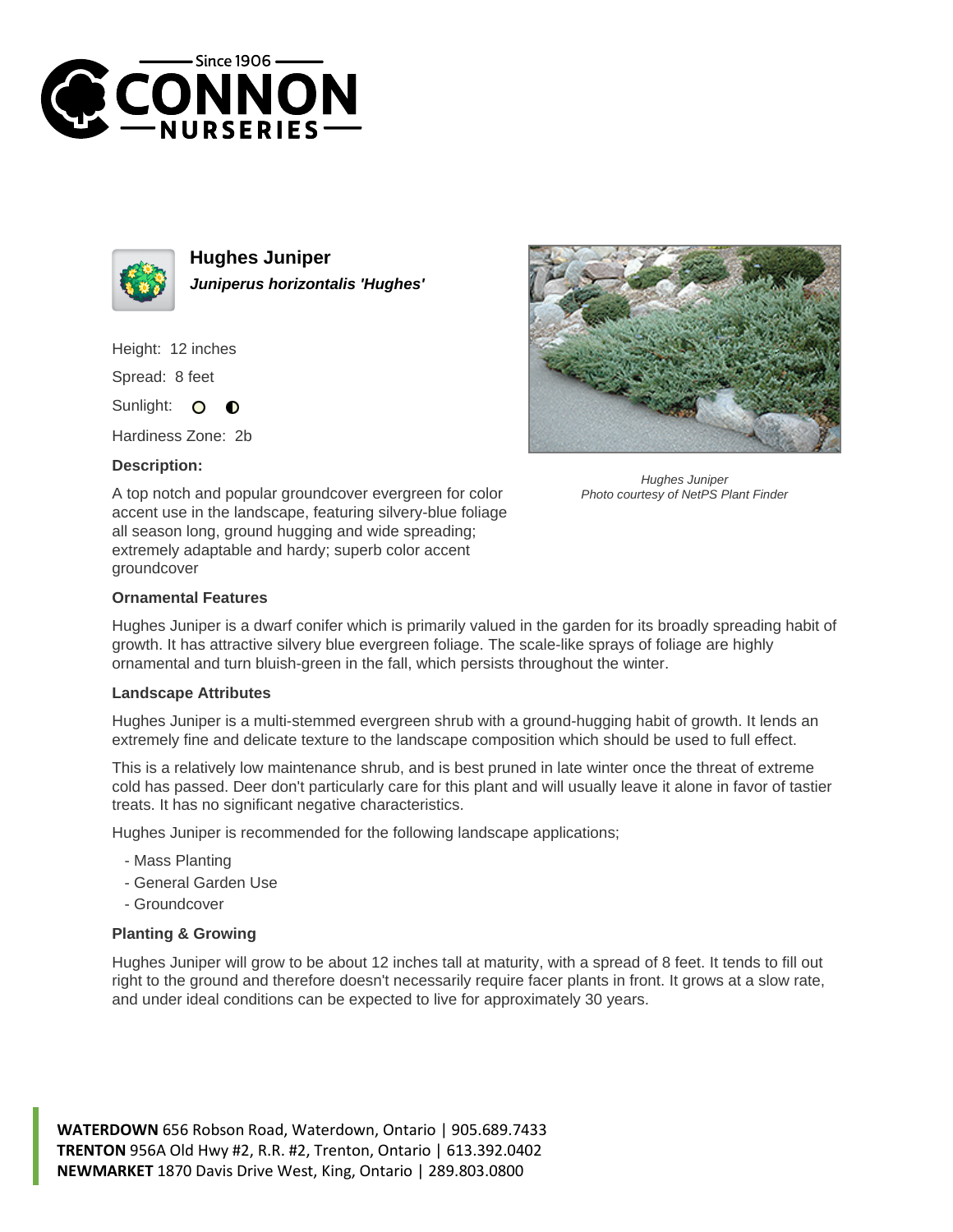# Hughes Juniper

***Juniperus horizontalis 'Hughes'***

Height: 12 inches

Spread: 8 feet

Sunlight:

Hardiness Zone: 2b

**Description:**

A top notch and popular groundcover evergreen for color accent use in the landscape, featuring silvery-blue foliage all season long, ground hugging and wide spreading; extremely adaptable and hardy; superb color accent groundcover

*Hughes Juniper*
*Photo courtesy of NetPS Plant Finder*

### Ornamental Features

Hughes Juniper is a dwarf conifer which is primarily valued in the garden for its broadly spreading habit of growth. It has attractive silvery blue evergreen foliage. The scale-like sprays of foliage are highly ornamental and turn bluish-green in the fall, which persists throughout the winter.

### Landscape Attributes

Hughes Juniper is a multi-stemmed evergreen shrub with a ground-hugging habit of growth. It lends an extremely fine and delicate texture to the landscape composition which should be used to full effect.

This is a relatively low maintenance shrub, and is best pruned in late winter once the threat of extreme cold has passed. Deer don't particularly care for this plant and will usually leave it alone in favor of tastier treats. It has no significant negative characteristics.

Hughes Juniper is recommended for the following landscape applications;

- Mass Planting
- General Garden Use
- Groundcover

### Planting & Growing

Hughes Juniper will grow to be about 12 inches tall at maturity, with a spread of 8 feet. It tends to fill out right to the ground and therefore doesn't necessarily require facer plants in front. It grows at a slow rate, and under ideal conditions can be expected to live for approximately 30 years.

**WATERDOWN** 656 Robson Road, Waterdown, Ontario | 905.689.7433
**TRENTON** 956A Old Hwy #2, R.R. #2, Trenton, Ontario | 613.392.0402
**NEWMARKET** 1870 Davis Drive West, King, Ontario | 289.803.0800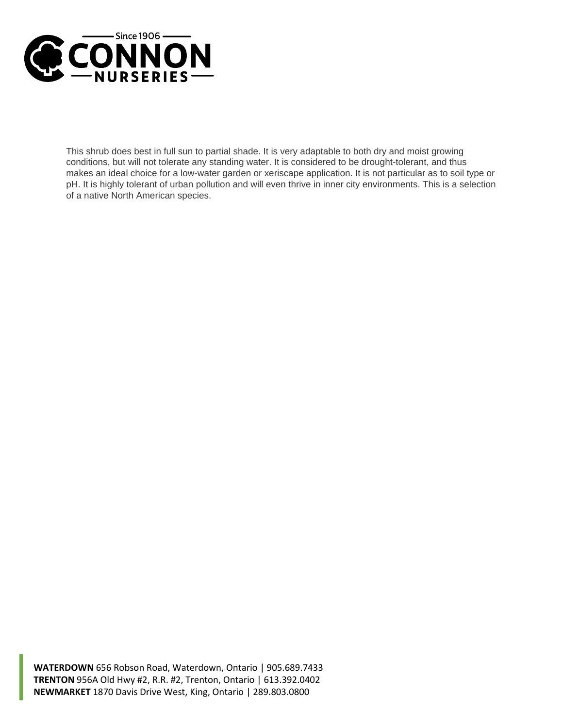This shrub does best in full sun to partial shade. It is very adaptable to both dry and moist growing conditions, but will not tolerate any standing water. It is considered to be drought-tolerant, and thus makes an ideal choice for a low-water garden or xeriscape application. It is not particular as to soil type or pH. It is highly tolerant of urban pollution and will even thrive in inner city environments. This is a selection of a native North American species.

**WATERDOWN** 656 Robson Road, Waterdown, Ontario | 905.689.7433
**TRENTON** 956A Old Hwy #2, R.R. #2, Trenton, Ontario | 613.392.0402
**NEWMARKET** 1870 Davis Drive West, King, Ontario | 289.803.0800